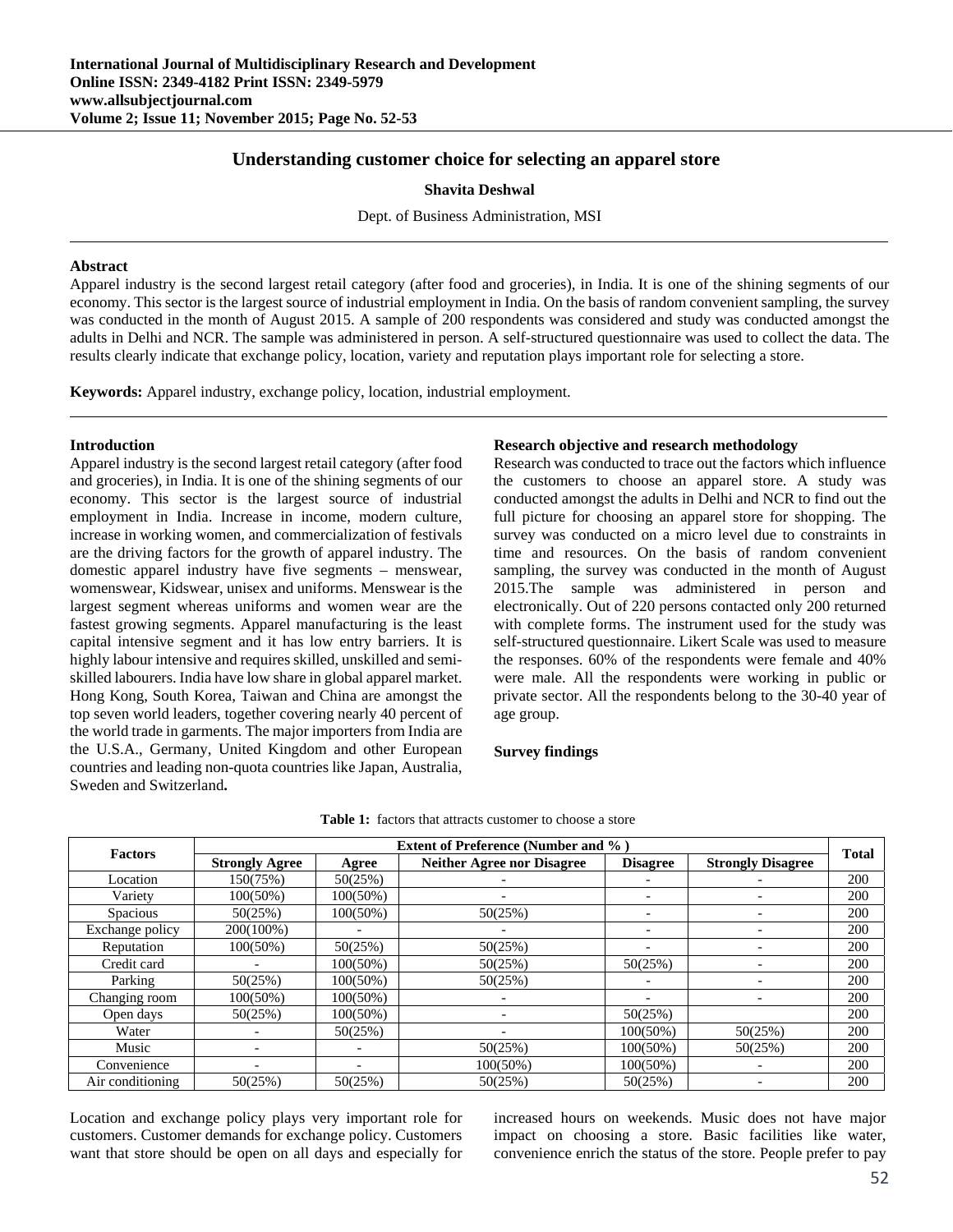# Understanding customer choice for selecting an apparel store

**Shavita Deshwal**

Dept. of Business Administration, MSI

### Abstract

Apparel industry is the second largest retail category (after food and groceries), in India. It is one of the shining segments of our economy. This sector is the largest source of industrial employment in India. On the basis of random convenient sampling, the survey was conducted in the month of August 2015. A sample of 200 respondents was considered and study was conducted amongst the adults in Delhi and NCR. The sample was administered in person. A self-structured questionnaire was used to collect the data. The results clearly indicate that exchange policy, location, variety and reputation plays important role for selecting a store.

**Keywords:** Apparel industry, exchange policy, location, industrial employment.

### Introduction

Apparel industry is the second largest retail category (after food and groceries), in India. It is one of the shining segments of our economy. This sector is the largest source of industrial employment in India. Increase in income, modern culture, increase in working women, and commercialization of festivals are the driving factors for the growth of apparel industry. The domestic apparel industry have five segments – menswear, womenswear, Kidswear, unisex and uniforms. Menswear is the largest segment whereas uniforms and women wear are the fastest growing segments. Apparel manufacturing is the least capital intensive segment and it has low entry barriers. It is highly labour intensive and requires skilled, unskilled and semi-skilled labourers. India have low share in global apparel market. Hong Kong, South Korea, Taiwan and China are amongst the top seven world leaders, together covering nearly 40 percent of the world trade in garments. The major importers from India are the U.S.A., Germany, United Kingdom and other European countries and leading non-quota countries like Japan, Australia, Sweden and Switzerland**.**

### Research objective and research methodology

Research was conducted to trace out the factors which influence the customers to choose an apparel store. A study was conducted amongst the adults in Delhi and NCR to find out the full picture for choosing an apparel store for shopping. The survey was conducted on a micro level due to constraints in time and resources. On the basis of random convenient sampling, the survey was conducted in the month of August 2015.The sample was administered in person and electronically. Out of 220 persons contacted only 200 returned with complete forms. The instrument used for the study was self-structured questionnaire. Likert Scale was used to measure the responses. 60% of the respondents were female and 40% were male. All the respondents were working in public or private sector. All the respondents belong to the 30-40 year of age group.

### Survey findings

**Table 1:** factors that attracts customer to choose a store

| Factors | Extent of Preference (Number and % ) | | | | | Total |
|---|---|---|---|---|---|---|
| | Strongly Agree | Agree | Neither Agree nor Disagree | Disagree | Strongly Disagree | |
| Location | 150(75%) | 50(25%) | - | - | - | 200 |
| Variety | 100(50%) | 100(50%) | - | - | - | 200 |
| Spacious | 50(25%) | 100(50%) | 50(25%) | - | - | 200 |
| Exchange policy | 200(100%) | - | - | - | - | 200 |
| Reputation | 100(50%) | 50(25%) | 50(25%) | - | - | 200 |
| Credit card | - | 100(50%) | 50(25%) | 50(25%) | - | 200 |
| Parking | 50(25%) | 100(50%) | 50(25%) | - | - | 200 |
| Changing room | 100(50%) | 100(50%) | - | - | - | 200 |
| Open days | 50(25%) | 100(50%) | - | 50(25%) | | 200 |
| Water | - | 50(25%) | - | 100(50%) | 50(25%) | 200 |
| Music | - | - | 50(25%) | 100(50%) | 50(25%) | 200 |
| Convenience | - | - | 100(50%) | 100(50%) | - | 200 |
| Air conditioning | 50(25%) | 50(25%) | 50(25%) | 50(25%) | - | 200 |

Location and exchange policy plays very important role for customers. Customer demands for exchange policy. Customers want that store should be open on all days and especially for increased hours on weekends. Music does not have major impact on choosing a store. Basic facilities like water, convenience enrich the status of the store. People prefer to pay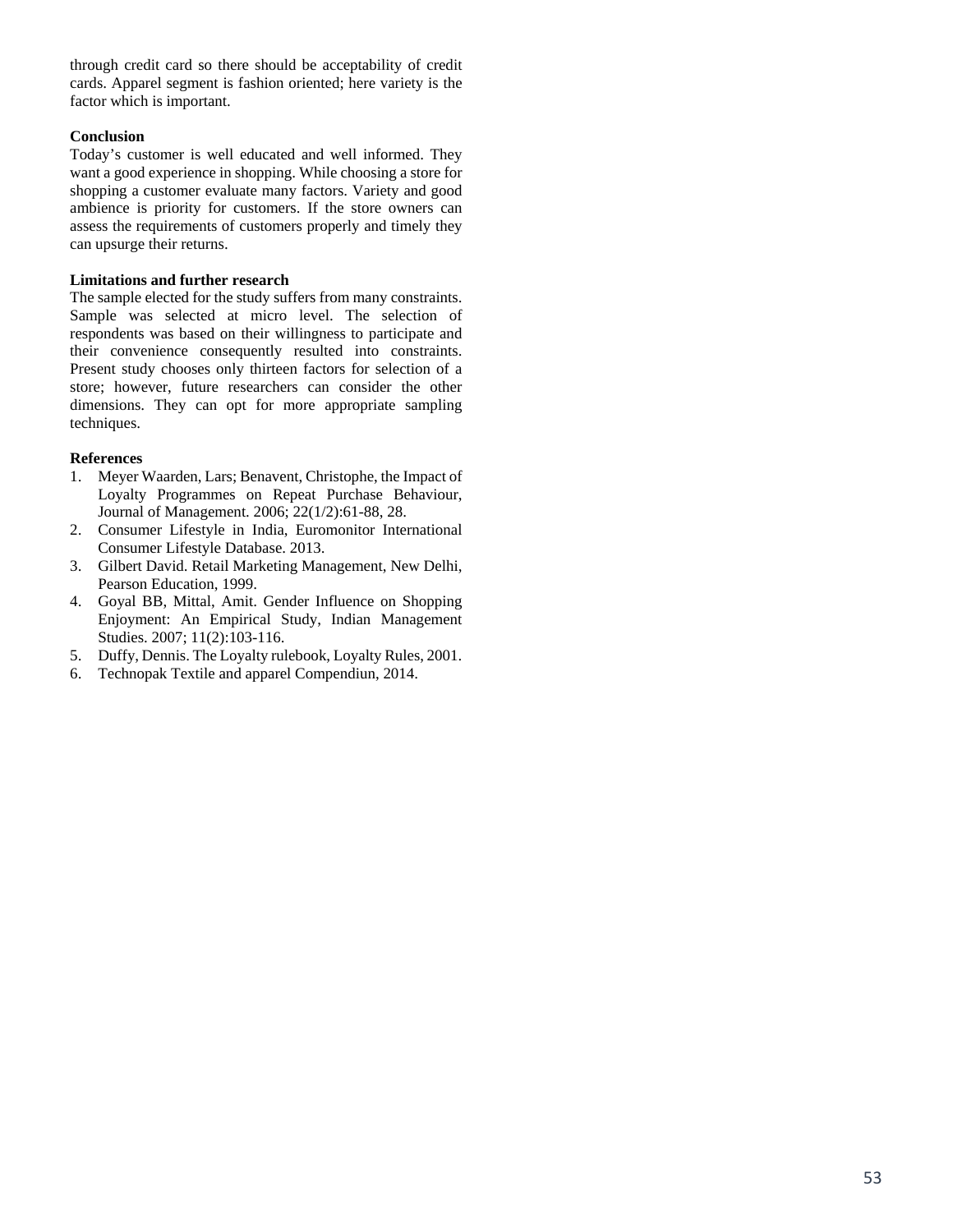through credit card so there should be acceptability of credit cards. Apparel segment is fashion oriented; here variety is the factor which is important.

## Conclusion

Today's customer is well educated and well informed. They want a good experience in shopping. While choosing a store for shopping a customer evaluate many factors. Variety and good ambience is priority for customers. If the store owners can assess the requirements of customers properly and timely they can upsurge their returns.

## Limitations and further research

The sample elected for the study suffers from many constraints. Sample was selected at micro level. The selection of respondents was based on their willingness to participate and their convenience consequently resulted into constraints. Present study chooses only thirteen factors for selection of a store; however, future researchers can consider the other dimensions. They can opt for more appropriate sampling techniques.

## References

1. Meyer Waarden, Lars; Benavent, Christophe, the Impact of Loyalty Programmes on Repeat Purchase Behaviour, Journal of Management. 2006; 22(1/2):61-88, 28.
2. Consumer Lifestyle in India, Euromonitor International Consumer Lifestyle Database. 2013.
3. Gilbert David. Retail Marketing Management, New Delhi, Pearson Education, 1999.
4. Goyal BB, Mittal, Amit. Gender Influence on Shopping Enjoyment: An Empirical Study, Indian Management Studies. 2007; 11(2):103-116.
5. Duffy, Dennis. The Loyalty rulebook, Loyalty Rules, 2001.
6. Technopak Textile and apparel Compendiun, 2014.